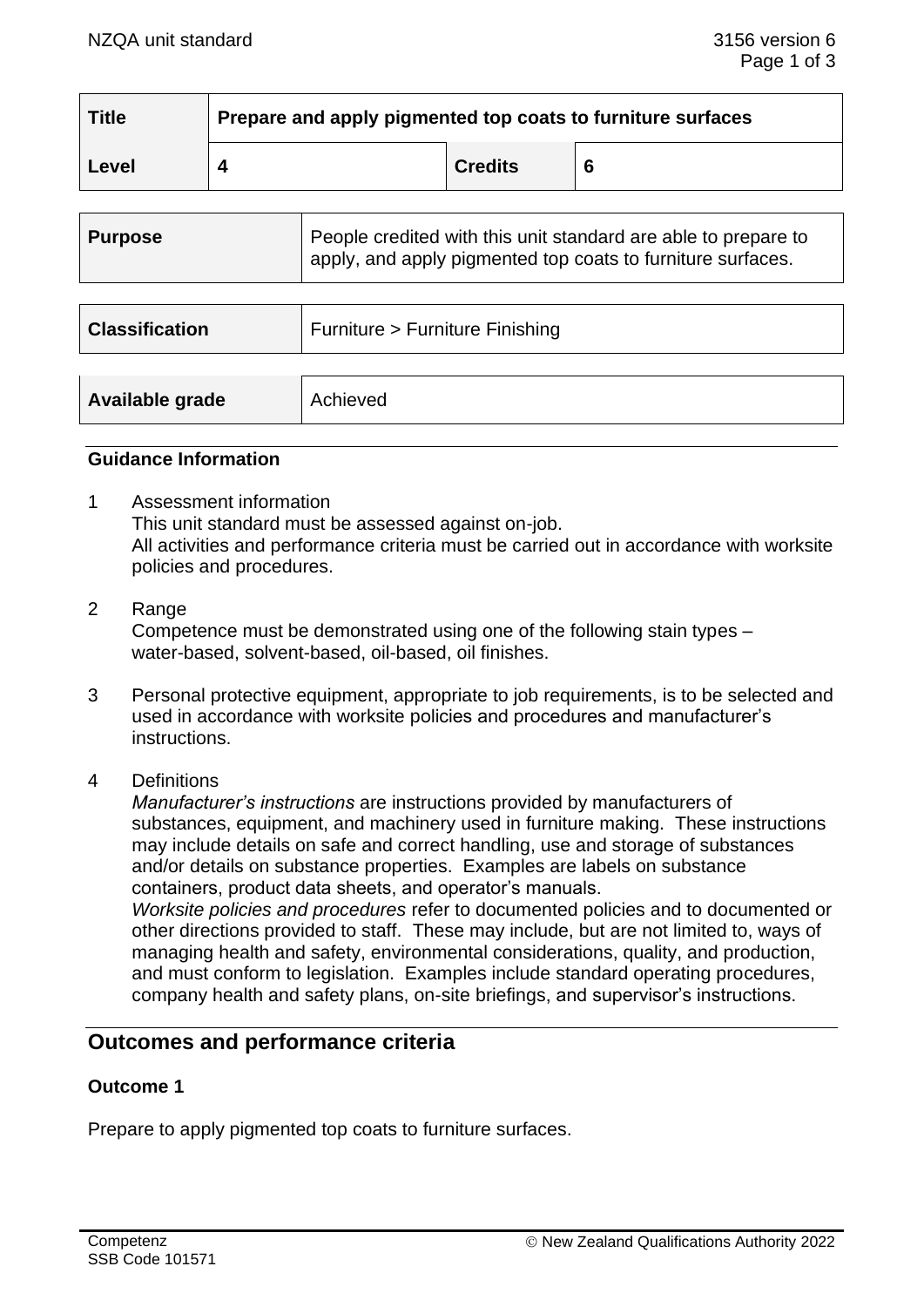| Title | Prepare and apply pigmented top coats to furniture surfaces | | |
|---|---|---|---|
| Level | 4 | Credits | 6 |

| Purpose | People credited with this unit standard are able to prepare to apply, and apply pigmented top coats to furniture surfaces. |
|---|---|

| Classification | Furniture > Furniture Finishing |
|---|---|

| Available grade | Achieved |
|---|---|

## Guidance Information

1. Assessment information
   This unit standard must be assessed against on-job.
   All activities and performance criteria must be carried out in accordance with worksite policies and procedures.

2. Range
   Competence must be demonstrated using one of the following stain types – water-based, solvent-based, oil-based, oil finishes.

3. Personal protective equipment, appropriate to job requirements, is to be selected and used in accordance with worksite policies and procedures and manufacturer's instructions.

4. Definitions
   *Manufacturer's instructions* are instructions provided by manufacturers of substances, equipment, and machinery used in furniture making. These instructions may include details on safe and correct handling, use and storage of substances and/or details on substance properties. Examples are labels on substance containers, product data sheets, and operator's manuals.
   *Worksite policies and procedures* refer to documented policies and to documented or other directions provided to staff. These may include, but are not limited to, ways of managing health and safety, environmental considerations, quality, and production, and must conform to legislation. Examples include standard operating procedures, company health and safety plans, on-site briefings, and supervisor's instructions.

## Outcomes and performance criteria

### Outcome 1

Prepare to apply pigmented top coats to furniture surfaces.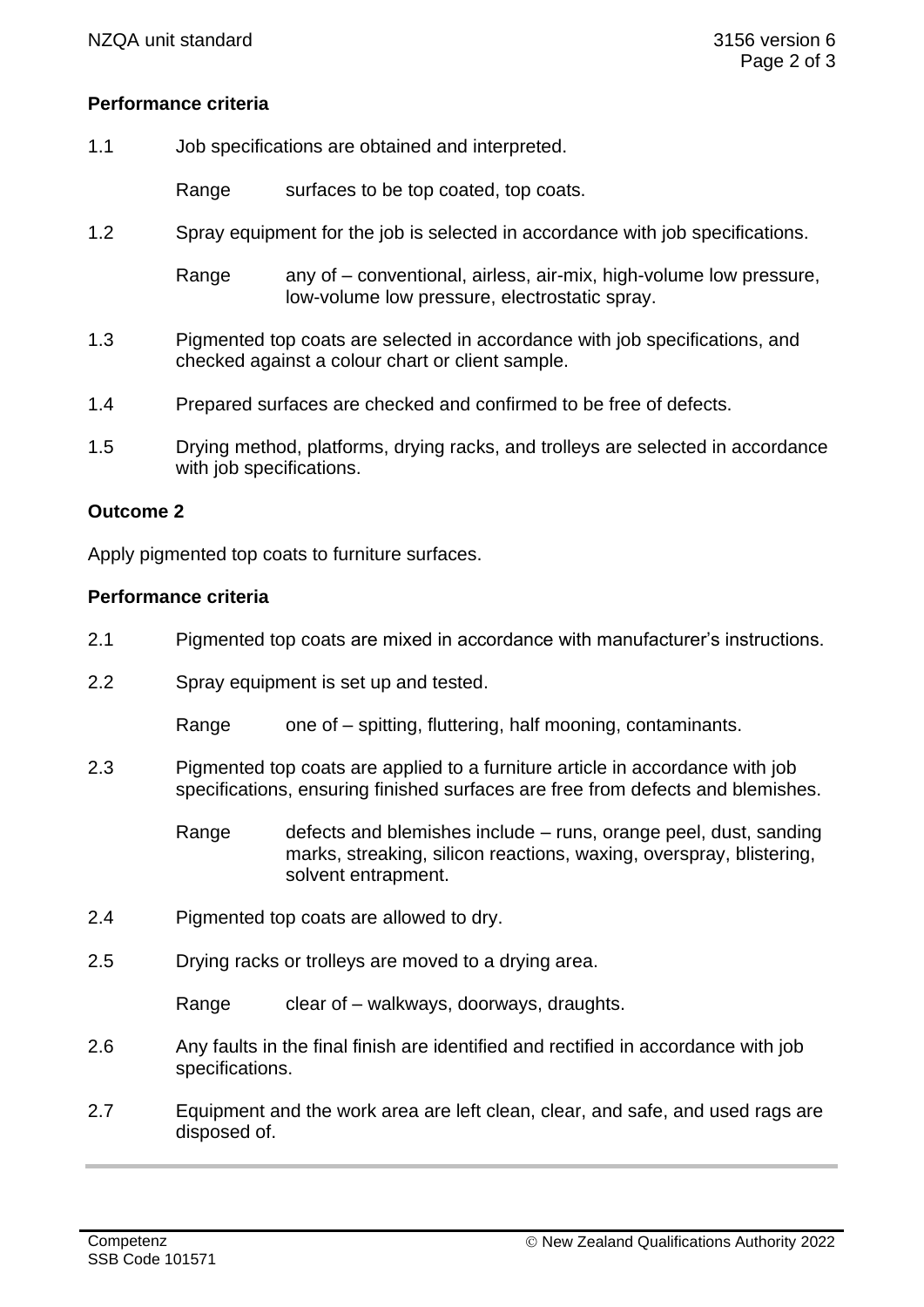## Performance criteria

1.1 Job specifications are obtained and interpreted.

Range surfaces to be top coated, top coats.

1.2 Spray equipment for the job is selected in accordance with job specifications.

Range any of – conventional, airless, air-mix, high-volume low pressure, low-volume low pressure, electrostatic spray.

1.3 Pigmented top coats are selected in accordance with job specifications, and checked against a colour chart or client sample.

1.4 Prepared surfaces are checked and confirmed to be free of defects.

1.5 Drying method, platforms, drying racks, and trolleys are selected in accordance with job specifications.

## Outcome 2

Apply pigmented top coats to furniture surfaces.

## Performance criteria

2.1 Pigmented top coats are mixed in accordance with manufacturer's instructions.

2.2 Spray equipment is set up and tested.

Range one of – spitting, fluttering, half mooning, contaminants.

2.3 Pigmented top coats are applied to a furniture article in accordance with job specifications, ensuring finished surfaces are free from defects and blemishes.

Range defects and blemishes include – runs, orange peel, dust, sanding marks, streaking, silicon reactions, waxing, overspray, blistering, solvent entrapment.

2.4 Pigmented top coats are allowed to dry.

2.5 Drying racks or trolleys are moved to a drying area.

Range clear of – walkways, doorways, draughts.

2.6 Any faults in the final finish are identified and rectified in accordance with job specifications.

2.7 Equipment and the work area are left clean, clear, and safe, and used rags are disposed of.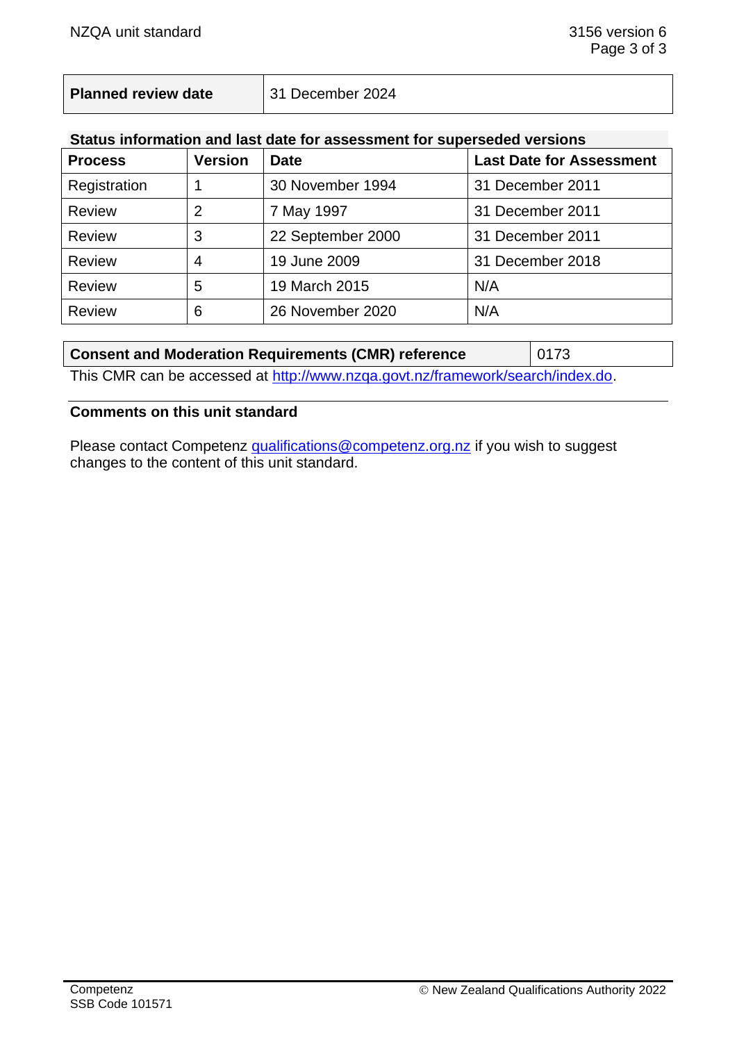| | |
|---|---|
| **Planned review date** | 31 December 2024 |

**Status information and last date for assessment for superseded versions**

| Process | Version | Date | Last Date for Assessment |
|---|---|---|---|
| Registration | 1 | 30 November 1994 | 31 December 2011 |
| Review | 2 | 7 May 1997 | 31 December 2011 |
| Review | 3 | 22 September 2000 | 31 December 2011 |
| Review | 4 | 19 June 2009 | 31 December 2018 |
| Review | 5 | 19 March 2015 | N/A |
| Review | 6 | 26 November 2020 | N/A |

| | |
|---|---|
| **Consent and Moderation Requirements (CMR) reference** | 0173 |

This CMR can be accessed at http://www.nzqa.govt.nz/framework/search/index.do.

**Comments on this unit standard**

Please contact Competenz qualifications@competenz.org.nz if you wish to suggest changes to the content of this unit standard.